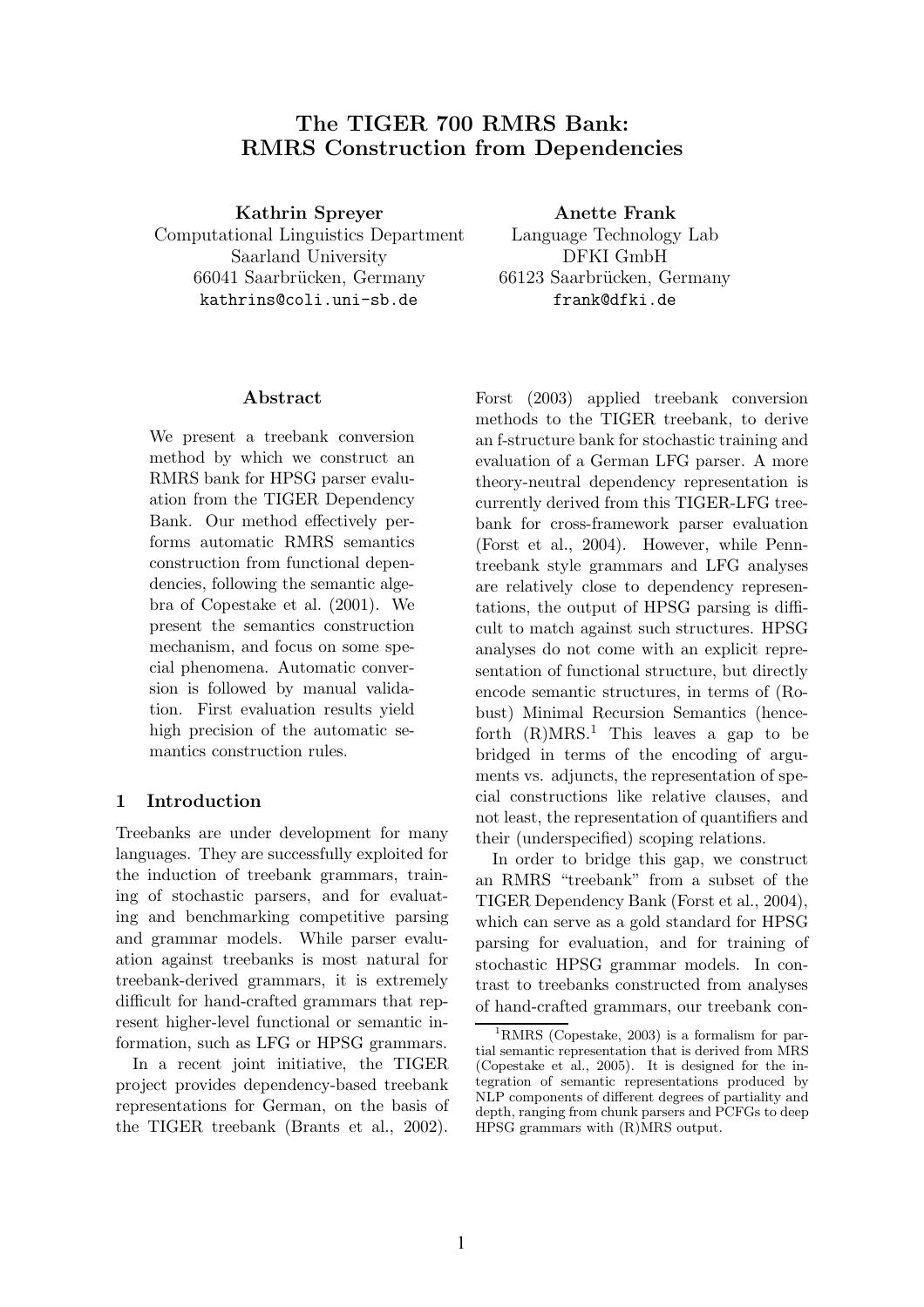# The TIGER 700 RMRS Bank: RMRS Construction from Dependencies

**Kathrin Spreyer**
Computational Linguistics Department
Saarland University
66041 Saarbrücken, Germany
kathrins@coli.uni-sb.de

**Anette Frank**
Language Technology Lab
DFKI GmbH
66123 Saarbrücken, Germany
frank@dfki.de

## Abstract

We present a treebank conversion method by which we construct an RMRS bank for HPSG parser evaluation from the TIGER Dependency Bank. Our method effectively performs automatic RMRS semantics construction from functional dependencies, following the semantic algebra of Copestake et al. (2001). We present the semantics construction mechanism, and focus on some special phenomena. Automatic conversion is followed by manual validation. First evaluation results yield high precision of the automatic semantics construction rules.

## 1 Introduction

Treebanks are under development for many languages. They are successfully exploited for the induction of treebank grammars, training of stochastic parsers, and for evaluating and benchmarking competitive parsing and grammar models. While parser evaluation against treebanks is most natural for treebank-derived grammars, it is extremely difficult for hand-crafted grammars that represent higher-level functional or semantic information, such as LFG or HPSG grammars.

In a recent joint initiative, the TIGER project provides dependency-based treebank representations for German, on the basis of the TIGER treebank (Brants et al., 2002). Forst (2003) applied treebank conversion methods to the TIGER treebank, to derive an f-structure bank for stochastic training and evaluation of a German LFG parser. A more theory-neutral dependency representation is currently derived from this TIGER-LFG treebank for cross-framework parser evaluation (Forst et al., 2004). However, while Penn-treebank style grammars and LFG analyses are relatively close to dependency representations, the output of HPSG parsing is difficult to match against such structures. HPSG analyses do not come with an explicit representation of functional structure, but directly encode semantic structures, in terms of (Robust) Minimal Recursion Semantics (henceforth (R)MRS.[1] This leaves a gap to be bridged in terms of the encoding of arguments vs. adjuncts, the representation of special constructions like relative clauses, and not least, the representation of quantifiers and their (underspecified) scoping relations.

In order to bridge this gap, we construct an RMRS "treebank" from a subset of the TIGER Dependency Bank (Forst et al., 2004), which can serve as a gold standard for HPSG parsing for evaluation, and for training of stochastic HPSG grammar models. In contrast to treebanks constructed from analyses of hand-crafted grammars, our treebank con-

[1] RMRS (Copestake, 2003) is a formalism for partial semantic representation that is derived from MRS (Copestake et al., 2005). It is designed for the integration of semantic representations produced by NLP components of different degrees of partiality and depth, ranging from chunk parsers and PCFGs to deep HPSG grammars with (R)MRS output.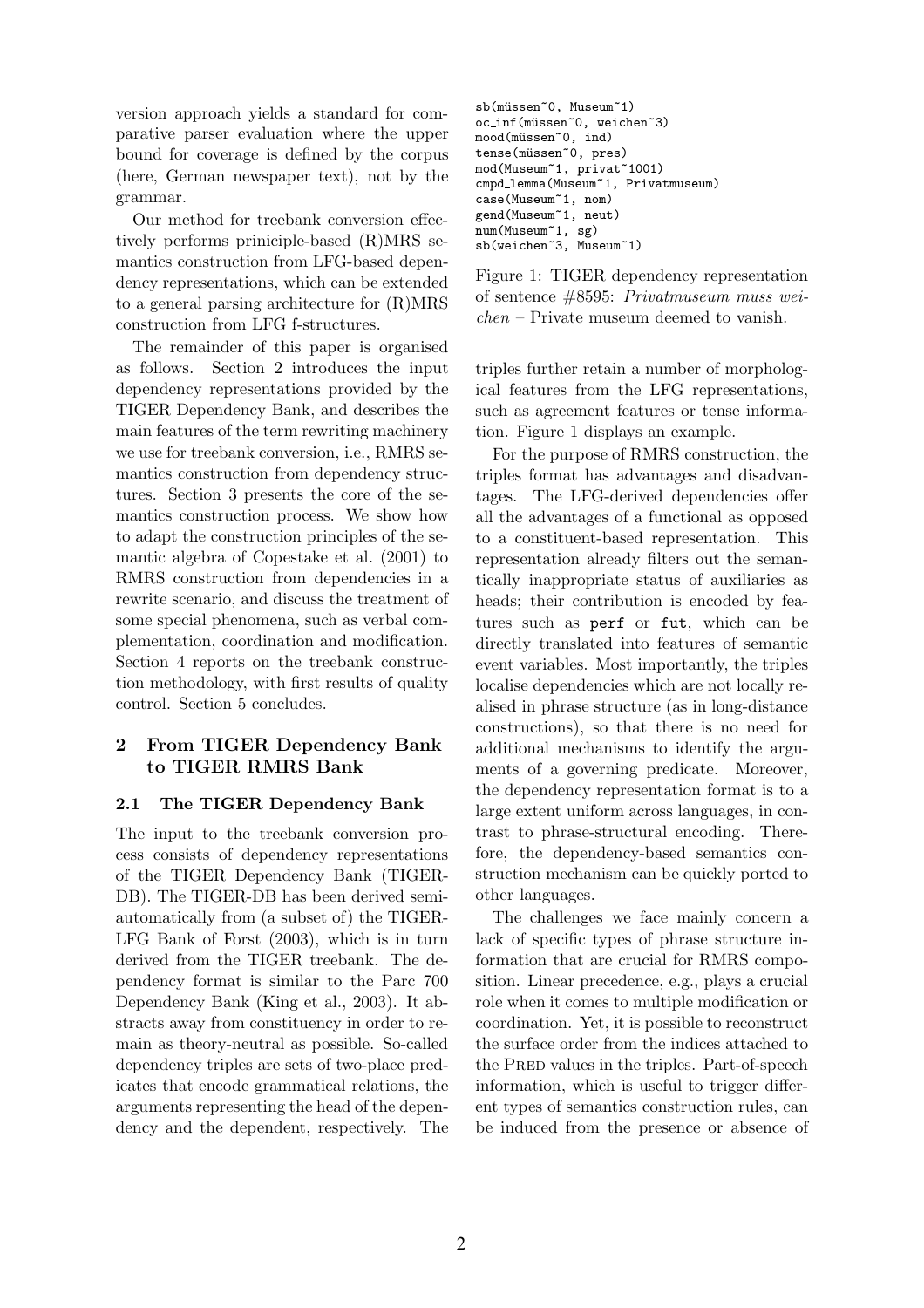version approach yields a standard for comparative parser evaluation where the upper bound for coverage is defined by the corpus (here, German newspaper text), not by the grammar.

Our method for treebank conversion effectively performs priniciple-based (R)MRS semantics construction from LFG-based dependency representations, which can be extended to a general parsing architecture for (R)MRS construction from LFG f-structures.

The remainder of this paper is organised as follows. Section 2 introduces the input dependency representations provided by the TIGER Dependency Bank, and describes the main features of the term rewriting machinery we use for treebank conversion, i.e., RMRS semantics construction from dependency structures. Section 3 presents the core of the semantics construction process. We show how to adapt the construction principles of the semantic algebra of Copestake et al. (2001) to RMRS construction from dependencies in a rewrite scenario, and discuss the treatment of some special phenomena, such as verbal complementation, coordination and modification. Section 4 reports on the treebank construction methodology, with first results of quality control. Section 5 concludes.

## 2 From TIGER Dependency Bank to TIGER RMRS Bank

### 2.1 The TIGER Dependency Bank

The input to the treebank conversion process consists of dependency representations of the TIGER Dependency Bank (TIGER-DB). The TIGER-DB has been derived semi-automatically from (a subset of) the TIGER-LFG Bank of Forst (2003), which is in turn derived from the TIGER treebank. The dependency format is similar to the Parc 700 Dependency Bank (King et al., 2003). It abstracts away from constituency in order to remain as theory-neutral as possible. So-called dependency triples are sets of two-place predicates that encode grammatical relations, the arguments representing the head of the dependency and the dependent, respectively. The triples further retain a number of morphological features from the LFG representations, such as agreement features or tense information. Figure 1 displays an example.

```
sb(müssen~0, Museum~1)
oc_inf(müssen~0, weichen~3)
mood(müssen~0, ind)
tense(müssen~0, pres)
mod(Museum~1, privat~1001)
cmpd_lemma(Museum~1, Privatmuseum)
case(Museum~1, nom)
gend(Museum~1, neut)
num(Museum~1, sg)
sb(weichen~3, Museum~1)
```

Figure 1: TIGER dependency representation of sentence #8595: *Privatmuseum muss weichen* – Private museum deemed to vanish.

For the purpose of RMRS construction, the triples format has advantages and disadvantages. The LFG-derived dependencies offer all the advantages of a functional as opposed to a constituent-based representation. This representation already filters out the semantically inappropriate status of auxiliaries as heads; their contribution is encoded by features such as `perf` or `fut`, which can be directly translated into features of semantic event variables. Most importantly, the triples localise dependencies which are not locally realised in phrase structure (as in long-distance constructions), so that there is no need for additional mechanisms to identify the arguments of a governing predicate. Moreover, the dependency representation format is to a large extent uniform across languages, in contrast to phrase-structural encoding. Therefore, the dependency-based semantics construction mechanism can be quickly ported to other languages.

The challenges we face mainly concern a lack of specific types of phrase structure information that are crucial for RMRS composition. Linear precedence, e.g., plays a crucial role when it comes to multiple modification or coordination. Yet, it is possible to reconstruct the surface order from the indices attached to the PRED values in the triples. Part-of-speech information, which is useful to trigger different types of semantics construction rules, can be induced from the presence or absence of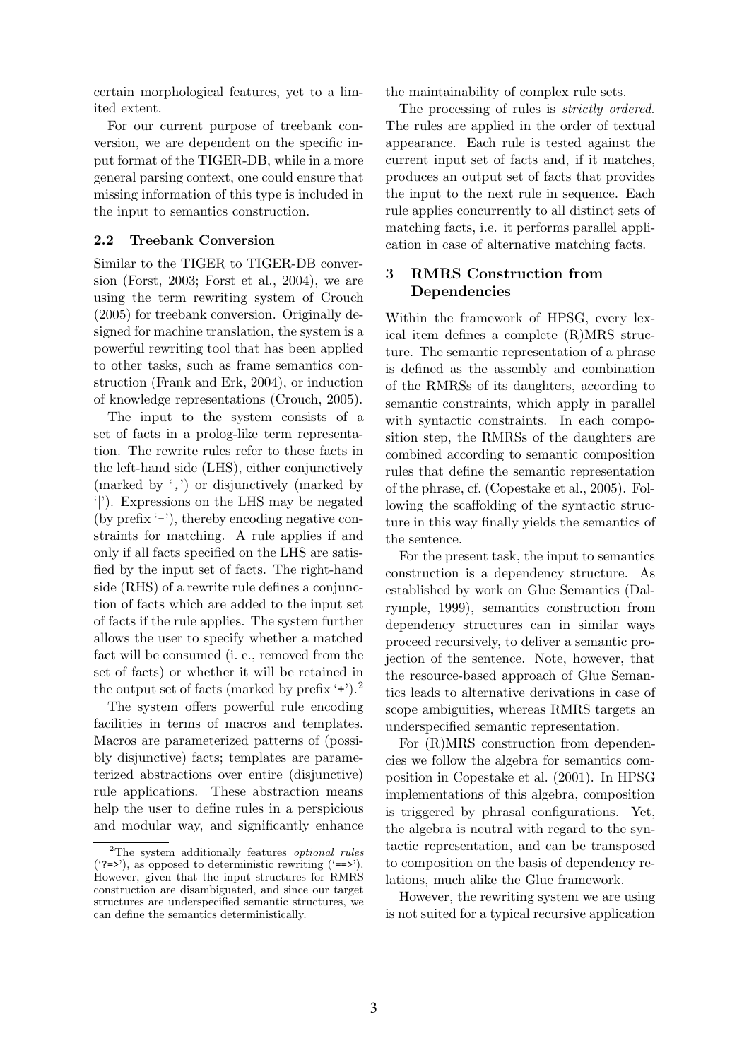certain morphological features, yet to a limited extent.

For our current purpose of treebank conversion, we are dependent on the specific input format of the TIGER-DB, while in a more general parsing context, one could ensure that missing information of this type is included in the input to semantics construction.

### 2.2 Treebank Conversion

Similar to the TIGER to TIGER-DB conversion (Forst, 2003; Forst et al., 2004), we are using the term rewriting system of Crouch (2005) for treebank conversion. Originally designed for machine translation, the system is a powerful rewriting tool that has been applied to other tasks, such as frame semantics construction (Frank and Erk, 2004), or induction of knowledge representations (Crouch, 2005).

The input to the system consists of a set of facts in a prolog-like term representation. The rewrite rules refer to these facts in the left-hand side (LHS), either conjunctively (marked by '`,`') or disjunctively (marked by '|'). Expressions on the LHS may be negated (by prefix '`-`'), thereby encoding negative constraints for matching. A rule applies if and only if all facts specified on the LHS are satisfied by the input set of facts. The right-hand side (RHS) of a rewrite rule defines a conjunction of facts which are added to the input set of facts if the rule applies. The system further allows the user to specify whether a matched fact will be consumed (i. e., removed from the set of facts) or whether it will be retained in the output set of facts (marked by prefix '`+`').[2]

The system offers powerful rule encoding facilities in terms of macros and templates. Macros are parameterized patterns of (possibly disjunctive) facts; templates are parameterized abstractions over entire (disjunctive) rule applications. These abstraction means help the user to define rules in a perspicious and modular way, and significantly enhance the maintainability of complex rule sets.

The processing of rules is *strictly ordered*. The rules are applied in the order of textual appearance. Each rule is tested against the current input set of facts and, if it matches, produces an output set of facts that provides the input to the next rule in sequence. Each rule applies concurrently to all distinct sets of matching facts, i.e. it performs parallel application in case of alternative matching facts.

## 3 RMRS Construction from Dependencies

Within the framework of HPSG, every lexical item defines a complete (R)MRS structure. The semantic representation of a phrase is defined as the assembly and combination of the RMRSs of its daughters, according to semantic constraints, which apply in parallel with syntactic constraints. In each composition step, the RMRSs of the daughters are combined according to semantic composition rules that define the semantic representation of the phrase, cf. (Copestake et al., 2005). Following the scaffolding of the syntactic structure in this way finally yields the semantics of the sentence.

For the present task, the input to semantics construction is a dependency structure. As established by work on Glue Semantics (Dalrymple, 1999), semantics construction from dependency structures can in similar ways proceed recursively, to deliver a semantic projection of the sentence. Note, however, that the resource-based approach of Glue Semantics leads to alternative derivations in case of scope ambiguities, whereas RMRS targets an underspecified semantic representation.

For (R)MRS construction from dependencies we follow the algebra for semantics composition in Copestake et al. (2001). In HPSG implementations of this algebra, composition is triggered by phrasal configurations. Yet, the algebra is neutral with regard to the syntactic representation, and can be transposed to composition on the basis of dependency relations, much alike the Glue framework.

However, the rewriting system we are using is not suited for a typical recursive application

[2] The system additionally features *optional rules* ('`?=>`'), as opposed to deterministic rewriting ('`==>`'). However, given that the input structures for RMRS construction are disambiguated, and since our target structures are underspecified semantic structures, we can define the semantics deterministically.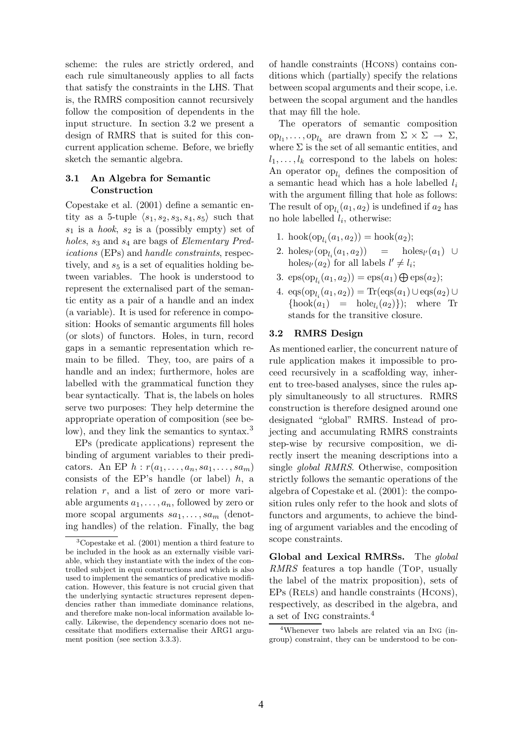scheme: the rules are strictly ordered, and each rule simultaneously applies to all facts that satisfy the constraints in the LHS. That is, the RMRS composition cannot recursively follow the composition of dependents in the input structure. In section 3.2 we present a design of RMRS that is suited for this concurrent application scheme. Before, we briefly sketch the semantic algebra.

### 3.1 An Algebra for Semantic Construction

Copestake et al. (2001) define a semantic entity as a 5-tuple $\langle s_1, s_2, s_3, s_4, s_5 \rangle$ such that $s_1$ is a *hook*, $s_2$ is a (possibly empty) set of *holes*, $s_3$ and $s_4$ are bags of *Elementary Predications* (EPs) and *handle constraints*, respectively, and $s_5$ is a set of equalities holding between variables. The hook is understood to represent the externalised part of the semantic entity as a pair of a handle and an index (a variable). It is used for reference in composition: Hooks of semantic arguments fill holes (or slots) of functors. Holes, in turn, record gaps in a semantic representation which remain to be filled. They, too, are pairs of a handle and an index; furthermore, holes are labelled with the grammatical function they bear syntactically. That is, the labels on holes serve two purposes: They help determine the appropriate operation of composition (see below), and they link the semantics to syntax.[3]

EPs (predicate applications) represent the binding of argument variables to their predicators. An EP $h : r(a_1, \ldots, a_n, sa_1, \ldots, sa_m)$ consists of the EP's handle (or label) $h$, a relation $r$, and a list of zero or more variable arguments $a_1, \ldots, a_n$, followed by zero or more scopal arguments $sa_1, \ldots, sa_m$ (denoting handles) of the relation. Finally, the bag of handle constraints (HCONS) contains conditions which (partially) specify the relations between scopal arguments and their scope, i.e. between the scopal argument and the handles that may fill the hole.

The operators of semantic composition $\mathrm{op}_{l_1}, \ldots, \mathrm{op}_{l_k}$ are drawn from $\Sigma \times \Sigma \rightarrow \Sigma$, where $\Sigma$ is the set of all semantic entities, and $l_1, \ldots, l_k$ correspond to the labels on holes: An operator $\mathrm{op}_{l_i}$ defines the composition of a semantic head which has a hole labelled $l_i$ with the argument filling that hole as follows: The result of $\mathrm{op}_{l_i}(a_1, a_2)$ is undefined if $a_2$ has no hole labelled $l_i$, otherwise:

1. $\mathrm{hook}(\mathrm{op}_{l_i}(a_1, a_2)) = \mathrm{hook}(a_2)$;
2. $\mathrm{holes}_{l'}(\mathrm{op}_{l_i}(a_1, a_2)) = \mathrm{holes}_{l'}(a_1) \cup \mathrm{holes}_{l'}(a_2)$ for all labels $l' \neq l_i$;
3. $\mathrm{eps}(\mathrm{op}_{l_i}(a_1, a_2)) = \mathrm{eps}(a_1) \bigoplus \mathrm{eps}(a_2)$;
4. $\mathrm{eqs}(\mathrm{op}_{l_i}(a_1, a_2)) = \mathrm{Tr}(\mathrm{eqs}(a_1) \cup \mathrm{eqs}(a_2) \cup \{\mathrm{hook}(a_1) = \mathrm{hole}_{l_i}(a_2)\})$; where Tr stands for the transitive closure.

### 3.2 RMRS Design

As mentioned earlier, the concurrent nature of rule application makes it impossible to proceed recursively in a scaffolding way, inherent to tree-based analyses, since the rules apply simultaneously to all structures. RMRS construction is therefore designed around one designated "global" RMRS. Instead of projecting and accumulating RMRS constraints step-wise by recursive composition, we directly insert the meaning descriptions into a single *global RMRS*. Otherwise, composition strictly follows the semantic operations of the algebra of Copestake et al. (2001): the composition rules only refer to the hook and slots of functors and arguments, to achieve the binding of argument variables and the encoding of scope constraints.

**Global and Lexical RMRSs.** The *global RMRS* features a top handle (TOP, usually the label of the matrix proposition), sets of EPs (RELS) and handle constraints (HCONS), respectively, as described in the algebra, and a set of ING constraints.[4]

[3] Copestake et al. (2001) mention a third feature to be included in the hook as an externally visible variable, which they instantiate with the index of the controlled subject in equi constructions and which is also used to implement the semantics of predicative modification. However, this feature is not crucial given that the underlying syntactic structures represent dependencies rather than immediate dominance relations, and therefore make non-local information available locally. Likewise, the dependency scenario does not necessitate that modifiers externalise their ARG1 argument position (see section 3.3.3).

[4] Whenever two labels are related via an ING (ingroup) constraint, they can be understood to be con-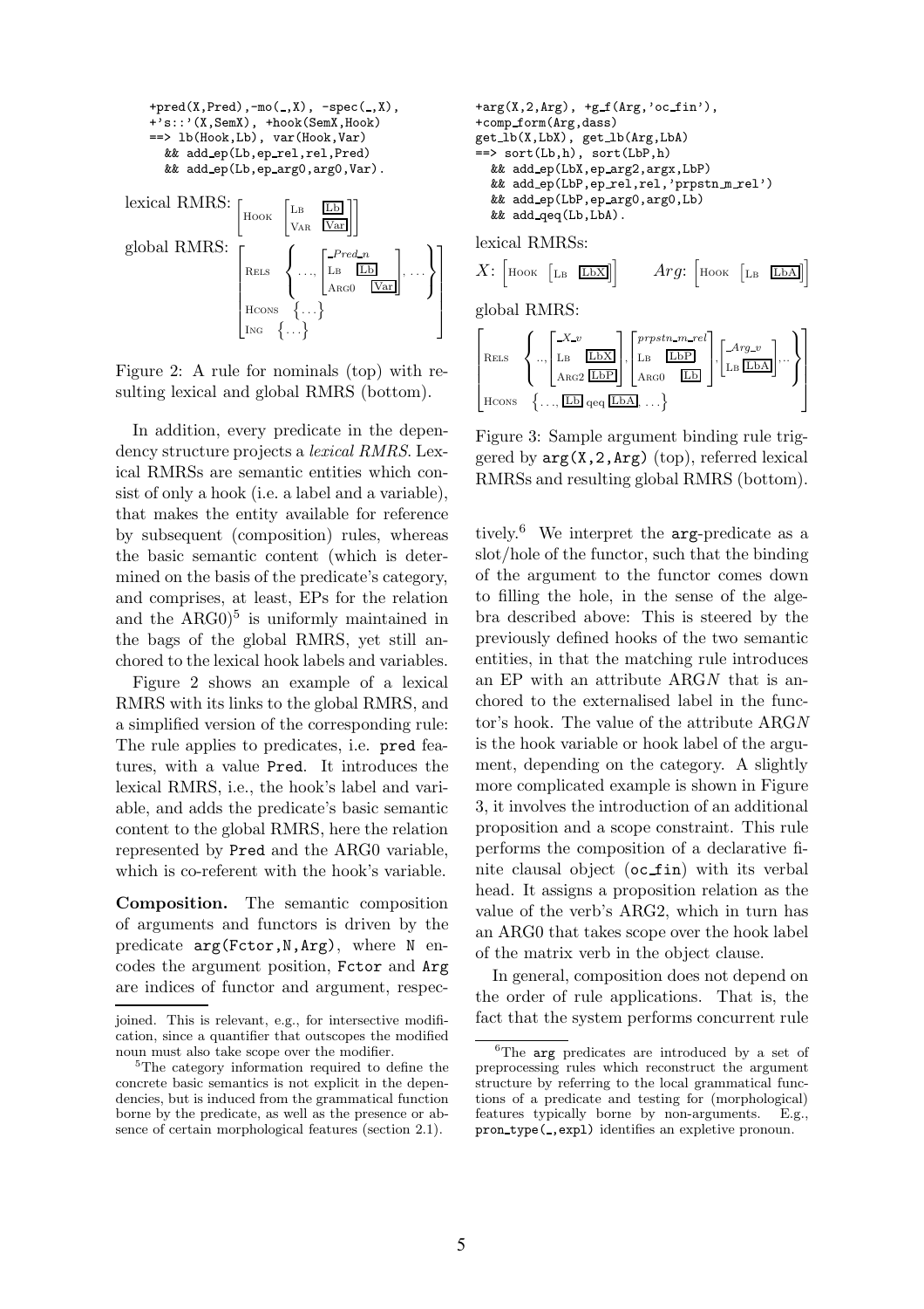```
+pred(X,Pred),-mo(_,X), -spec(_,X),
+'s::'(X,SemX), +hook(SemX,Hook)
==> lb(Hook,Lb), var(Hook,Var)
  && add_ep(Lb,ep_rel,rel,Pred)
  && add_ep(Lb,ep_arg0,arg0,Var).
```

lexical RMRS: $\left[\text{HOOK} \begin{bmatrix} \text{LB} & \boxed{\text{Lb}} \\ \text{VAR} & \boxed{\text{Var}} \end{bmatrix}\right]$

global RMRS: $\begin{bmatrix} \text{RELS} & \left\{ \ldots, \begin{bmatrix} \_Pred\_n \\ \text{LB} & \boxed{\text{Lb}} \\ \text{ARG0} & \boxed{\text{Var}} \end{bmatrix}, \ldots \right\} \\ \text{HCONS} & \{\ldots\} \\ \text{ING} & \{\ldots\} \end{bmatrix}$

Figure 2: A rule for nominals (top) with resulting lexical and global RMRS (bottom).

In addition, every predicate in the dependency structure projects a *lexical RMRS*. Lexical RMRSs are semantic entities which consist of only a hook (i.e. a label and a variable), that makes the entity available for reference by subsequent (composition) rules, whereas the basic semantic content (which is determined on the basis of the predicate's category, and comprises, at least, EPs for the relation and the ARG0)[5] is uniformly maintained in the bags of the global RMRS, yet still anchored to the lexical hook labels and variables.

Figure 2 shows an example of a lexical RMRS with its links to the global RMRS, and a simplified version of the corresponding rule: The rule applies to predicates, i.e. `pred` features, with a value `Pred`. It introduces the lexical RMRS, i.e., the hook's label and variable, and adds the predicate's basic semantic content to the global RMRS, here the relation represented by `Pred` and the ARG0 variable, which is co-referent with the hook's variable.

**Composition.** The semantic composition of arguments and functors is driven by the predicate `arg(Fctor,N,Arg)`, where `N` encodes the argument position, `Fctor` and `Arg` are indices of functor and argument, respectively.[6] We interpret the `arg`-predicate as a slot/hole of the functor, such that the binding of the argument to the functor comes down to filling the hole, in the sense of the algebra described above: This is steered by the previously defined hooks of the two semantic entities, in that the matching rule introduces an EP with an attribute ARG$N$ that is anchored to the externalised label in the functor's hook. The value of the attribute ARG$N$ is the hook variable or hook label of the argument, depending on the category. A slightly more complicated example is shown in Figure 3, it involves the introduction of an additional proposition and a scope constraint. This rule performs the composition of a declarative finite clausal object (`oc_fin`) with its verbal head. It assigns a proposition relation as the value of the verb's ARG2, which in turn has an ARG0 that takes scope over the hook label of the matrix verb in the object clause.

```
+arg(X,2,Arg), +g_f(Arg,'oc_fin'),
+comp_form(Arg,dass)
get_lb(X,LbX), get_lb(Arg,LbA)
==> sort(Lb,h), sort(LbP,h)
  && add_ep(LbX,ep_arg2,argx,LbP)
  && add_ep(LbP,ep_rel,rel,'prpstn_m_rel')
  && add_ep(LbP,ep_arg0,arg0,Lb)
  && add_qeq(Lb,LbA).
```

lexical RMRSs:

$X$: $\left[\text{HOOK} \left[\text{LB} \ \boxed{\text{LbX}}\right]\right]$ $\qquad$ $Arg$: $\left[\text{HOOK} \left[\text{LB} \ \boxed{\text{LbA}}\right]\right]$

global RMRS:

$\begin{bmatrix} \text{RELS} & \left\{ .., \begin{bmatrix} \_X\_v \\ \text{LB} & \boxed{\text{LbX}} \\ \text{ARG2} & \boxed{\text{LbP}} \end{bmatrix}, \begin{bmatrix} prpstn\_m\_rel \\ \text{LB} & \boxed{\text{LbP}} \\ \text{ARG0} & \boxed{\text{Lb}} \end{bmatrix}, \begin{bmatrix} \_Arg\_v \\ \text{LB} \ \boxed{\text{LbA}} \end{bmatrix} .. \right\} \\ \text{HCONS} & \left\{ \ldots, \boxed{\text{Lb}} \text{ qeq } \boxed{\text{LbA}}, \ldots \right\} \end{bmatrix}$

Figure 3: Sample argument binding rule triggered by `arg(X,2,Arg)` (top), referred lexical RMRSs and resulting global RMRS (bottom).

In general, composition does not depend on the order of rule applications. That is, the fact that the system performs concurrent rule

---

joined. This is relevant, e.g., for intersective modification, since a quantifier that outscopes the modified noun must also take scope over the modifier.

[5] The category information required to define the concrete basic semantics is not explicit in the dependencies, but is induced from the grammatical function borne by the predicate, as well as the presence or absence of certain morphological features (section 2.1).

[6] The `arg` predicates are introduced by a set of preprocessing rules which reconstruct the argument structure by referring to the local grammatical functions of a predicate and testing for (morphological) features typically borne by non-arguments. E.g., `pron_type(_,expl)` identifies an expletive pronoun.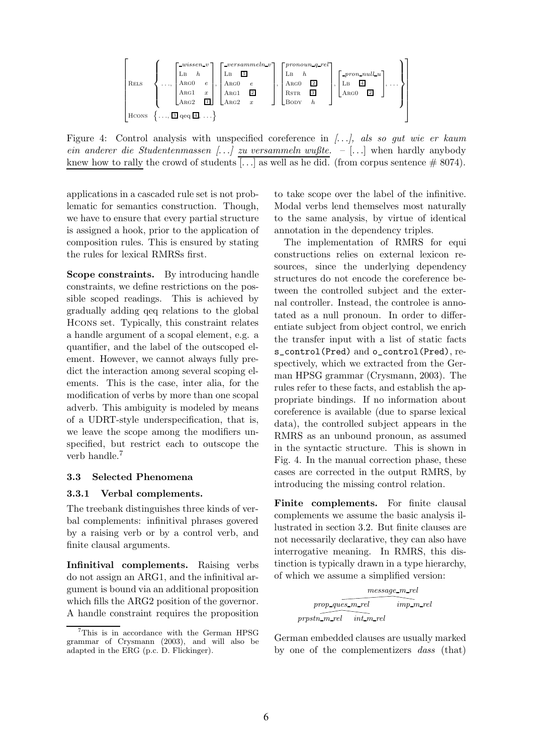$$
\begin{bmatrix}
\text{RELS} & \left\{ \ldots, \begin{bmatrix} \textit{\_wissen\_v} \\ \text{LB} \quad h \\ \text{ARG0} \quad e \\ \text{ARG1} \quad x \\ \text{ARG2} \quad \boxed{1} \end{bmatrix}, \begin{bmatrix} \textit{\_versammeln\_v} \\ \text{LB} \quad \boxed{1} \\ \text{ARG0} \quad e \\ \text{ARG1} \quad \boxed{2} \\ \text{ARG2} \quad x \end{bmatrix}, \begin{bmatrix} \textit{pronoun\_q\_rel} \\ \text{LB} \quad h \\ \text{ARG0} \quad \boxed{2} \\ \text{RSTR} \quad \boxed{3} \\ \text{BODY} \quad h \end{bmatrix}, \begin{bmatrix} \textit{\_pron\_null\_u} \\ \text{LB} \quad \boxed{4} \\ \text{ARG0} \quad \boxed{2} \end{bmatrix}, \ldots \right\} \\
\text{HCONS} & \left\{ \ldots, \boxed{3} \text{ qeq } \boxed{4}, \ldots \right\}
\end{bmatrix}
$$

Figure 4: Control analysis with unspecified coreference in *[...], als so gut wie er kaum ein anderer die Studentenmassen [...] zu versammeln wußte.* – [...] when hardly anybody knew how to rally the crowd of students [...] as well as he did. (from corpus sentence # 8074).

applications in a cascaded rule set is not problematic for semantics construction. Though, we have to ensure that every partial structure is assigned a hook, prior to the application of composition rules. This is ensured by stating the rules for lexical RMRSs first.

**Scope constraints.** By introducing handle constraints, we define restrictions on the possible scoped readings. This is achieved by gradually adding qeq relations to the global HCONS set. Typically, this constraint relates a handle argument of a scopal element, e.g. a quantifier, and the label of the outscoped element. However, we cannot always fully predict the interaction among several scoping elements. This is the case, inter alia, for the modification of verbs by more than one scopal adverb. This ambiguity is modeled by means of a UDRT-style underspecification, that is, we leave the scope among the modifiers unspecified, but restrict each to outscope the verb handle.[7]

### 3.3 Selected Phenomena

#### 3.3.1 Verbal complements.

The treebank distinguishes three kinds of verbal complements: infinitival phrases govered by a raising verb or by a control verb, and finite clausal arguments.

**Infinitival complements.** Raising verbs do not assign an ARG1, and the infinitival argument is bound via an additional proposition which fills the ARG2 position of the governor. A handle constraint requires the proposition to take scope over the label of the infinitive. Modal verbs lend themselves most naturally to the same analysis, by virtue of identical annotation in the dependency triples.

The implementation of RMRS for equi constructions relies on external lexicon resources, since the underlying dependency structures do not encode the coreference between the controlled subject and the external controller. Instead, the controlee is annotated as a null pronoun. In order to differentiate subject from object control, we enrich the transfer input with a list of static facts `s_control(Pred)` and `o_control(Pred)`, respectively, which we extracted from the German HPSG grammar (Crysmann, 2003). The rules refer to these facts, and establish the appropriate bindings. If no information about coreference is available (due to sparse lexical data), the controlled subject appears in the RMRS as an unbound pronoun, as assumed in the syntactic structure. This is shown in Fig. 4. In the manual correction phase, these cases are corrected in the output RMRS, by introducing the missing control relation.

**Finite complements.** For finite clausal complements we assume the basic analysis illustrated in section 3.2. But finite clauses are not necessarily declarative, they can also have interrogative meaning. In RMRS, this distinction is typically drawn in a type hierarchy, of which we assume a simplified version:

```
                  message_m_rel
           /                      \
   prop_ques_m_rel             imp_m_rel
      /          \
prpstn_m_rel   int_m_rel
```

German embedded clauses are usually marked by one of the complementizers *dass* (that)

[7] This is in accordance with the German HPSG grammar of Crysmann (2003), and will also be adapted in the ERG (p.c. D. Flickinger).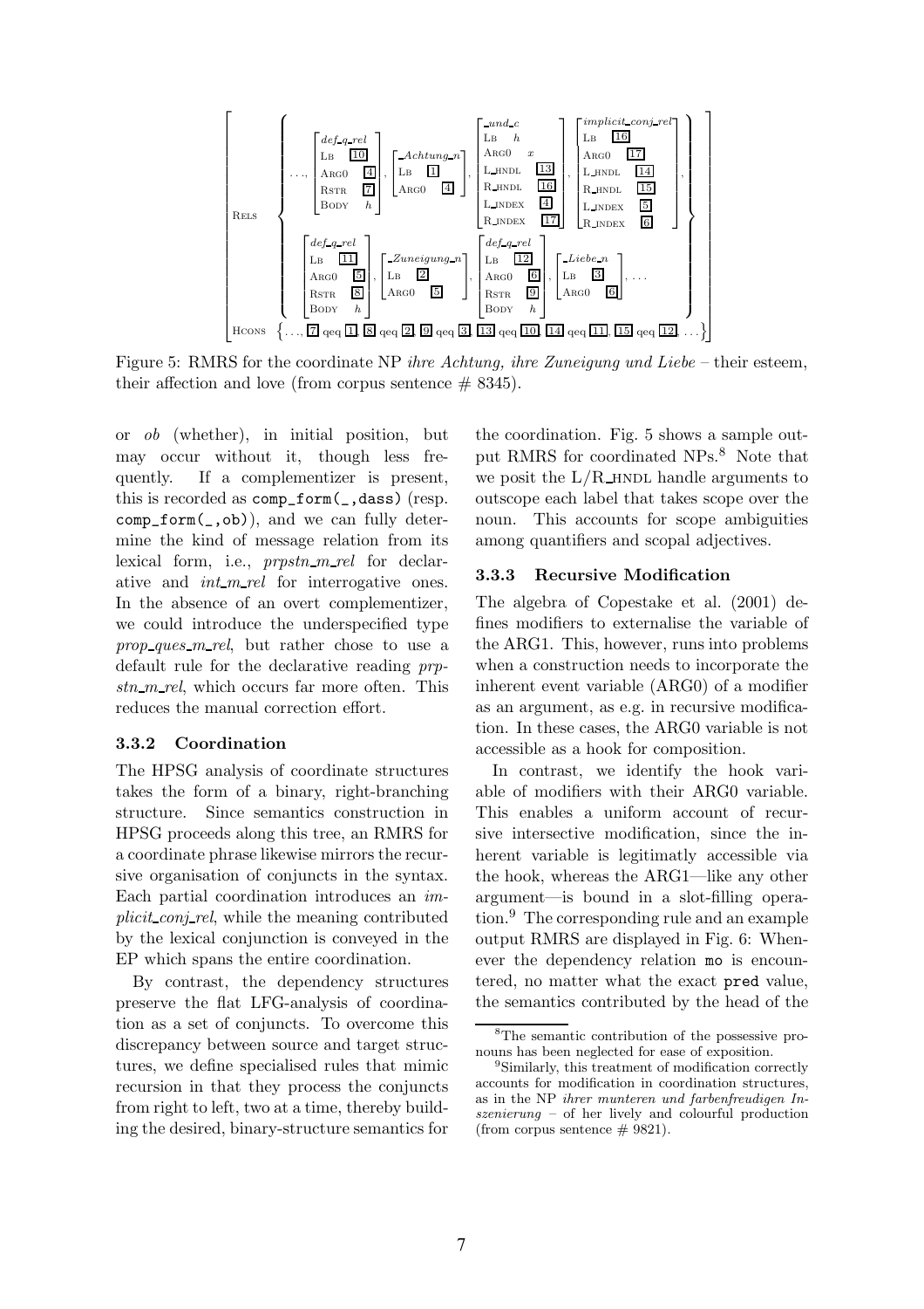$$
\left[\begin{array}{ll}
\text{RELS} & \left\{\begin{array}{l}
\ldots, \begin{bmatrix} \textit{def\_q\_rel} \\ \text{LB} & \boxed{10} \\ \text{ARG0} & \boxed{4} \\ \text{RSTR} & \boxed{7} \\ \text{BODY} & h \end{bmatrix}, \begin{bmatrix} \textit{\_Achtung\_n} \\ \text{LB} & \boxed{1} \\ \text{ARG0} & \boxed{4} \end{bmatrix}, \begin{bmatrix} \textit{\_und\_c} \\ \text{LB} & h \\ \text{ARG0} & x \\ \text{L\_HNDL} & \boxed{13} \\ \text{R\_HNDL} & \boxed{16} \\ \text{L\_INDEX} & \boxed{4} \\ \text{R\_INDEX} & \boxed{17} \end{bmatrix}, \begin{bmatrix} \textit{implicit\_conj\_rel} \\ \text{LB} & \boxed{16} \\ \text{ARG0} & \boxed{17} \\ \text{L\_HNDL} & \boxed{14} \\ \text{R\_HNDL} & \boxed{15} \\ \text{L\_INDEX} & \boxed{5} \\ \text{R\_INDEX} & \boxed{6} \end{bmatrix}, \\
\begin{bmatrix} \textit{def\_q\_rel} \\ \text{LB} & \boxed{11} \\ \text{ARG0} & \boxed{5} \\ \text{RSTR} & \boxed{8} \\ \text{BODY} & h \end{bmatrix}, \begin{bmatrix} \textit{\_Zuneigung\_n} \\ \text{LB} & \boxed{2} \\ \text{ARG0} & \boxed{5} \end{bmatrix}, \begin{bmatrix} \textit{def\_q\_rel} \\ \text{LB} & \boxed{12} \\ \text{ARG0} & \boxed{6} \\ \text{RSTR} & \boxed{9} \\ \text{BODY} & h \end{bmatrix}, \begin{bmatrix} \textit{\_Liebe\_n} \\ \text{LB} & \boxed{3} \\ \text{ARG0} & \boxed{6} \end{bmatrix}, \ldots
\end{array}\right\} \\
\text{HCONS} & \left\{\ldots, \boxed{7} \text{ qeq } \boxed{1}, \boxed{8} \text{ qeq } \boxed{2}, \boxed{9} \text{ qeq } \boxed{3}, \boxed{13} \text{ qeq } \boxed{10}, \boxed{14} \text{ qeq } \boxed{11}, \boxed{15} \text{ qeq } \boxed{12}, \ldots\right\}
\end{array}\right]
$$

Figure 5: RMRS for the coordinate NP *ihre Achtung, ihre Zuneigung und Liebe* – their esteem, their affection and love (from corpus sentence # 8345).

or *ob* (whether), in initial position, but may occur without it, though less frequently. If a complementizer is present, this is recorded as `comp_form(_,dass)` (resp. `comp_form(_,ob)`), and we can fully determine the kind of message relation from its lexical form, i.e., *prpstn_m_rel* for declarative and *int_m_rel* for interrogative ones. In the absence of an overt complementizer, we could introduce the underspecified type *prop_ques_m_rel*, but rather chose to use a default rule for the declarative reading *prpstn_m_rel*, which occurs far more often. This reduces the manual correction effort.

### 3.3.2 Coordination

The HPSG analysis of coordinate structures takes the form of a binary, right-branching structure. Since semantics construction in HPSG proceeds along this tree, an RMRS for a coordinate phrase likewise mirrors the recursive organisation of conjuncts in the syntax. Each partial coordination introduces an *implicit_conj_rel*, while the meaning contributed by the lexical conjunction is conveyed in the EP which spans the entire coordination.

By contrast, the dependency structures preserve the flat LFG-analysis of coordination as a set of conjuncts. To overcome this discrepancy between source and target structures, we define specialised rules that mimic recursion in that they process the conjuncts from right to left, two at a time, thereby building the desired, binary-structure semantics for the coordination. Fig. 5 shows a sample output RMRS for coordinated NPs.[8] Note that we posit the L/R_HNDL handle arguments to outscope each label that takes scope over the noun. This accounts for scope ambiguities among quantifiers and scopal adjectives.

### 3.3.3 Recursive Modification

The algebra of Copestake et al. (2001) defines modifiers to externalise the variable of the ARG1. This, however, runs into problems when a construction needs to incorporate the inherent event variable (ARG0) of a modifier as an argument, as e.g. in recursive modification. In these cases, the ARG0 variable is not accessible as a hook for composition.

In contrast, we identify the hook variable of modifiers with their ARG0 variable. This enables a uniform account of recursive intersective modification, since the inherent variable is legitimatly accessible via the hook, whereas the ARG1—like any other argument—is bound in a slot-filling operation.[9] The corresponding rule and an example output RMRS are displayed in Fig. 6: Whenever the dependency relation `mo` is encountered, no matter what the exact `pred` value, the semantics contributed by the head of the

[8] The semantic contribution of the possessive pronouns has been neglected for ease of exposition.

[9] Similarly, this treatment of modification correctly accounts for modification in coordination structures, as in the NP *ihrer munteren und farbenfreudigen Inszenierung* – of her lively and colourful production (from corpus sentence # 9821).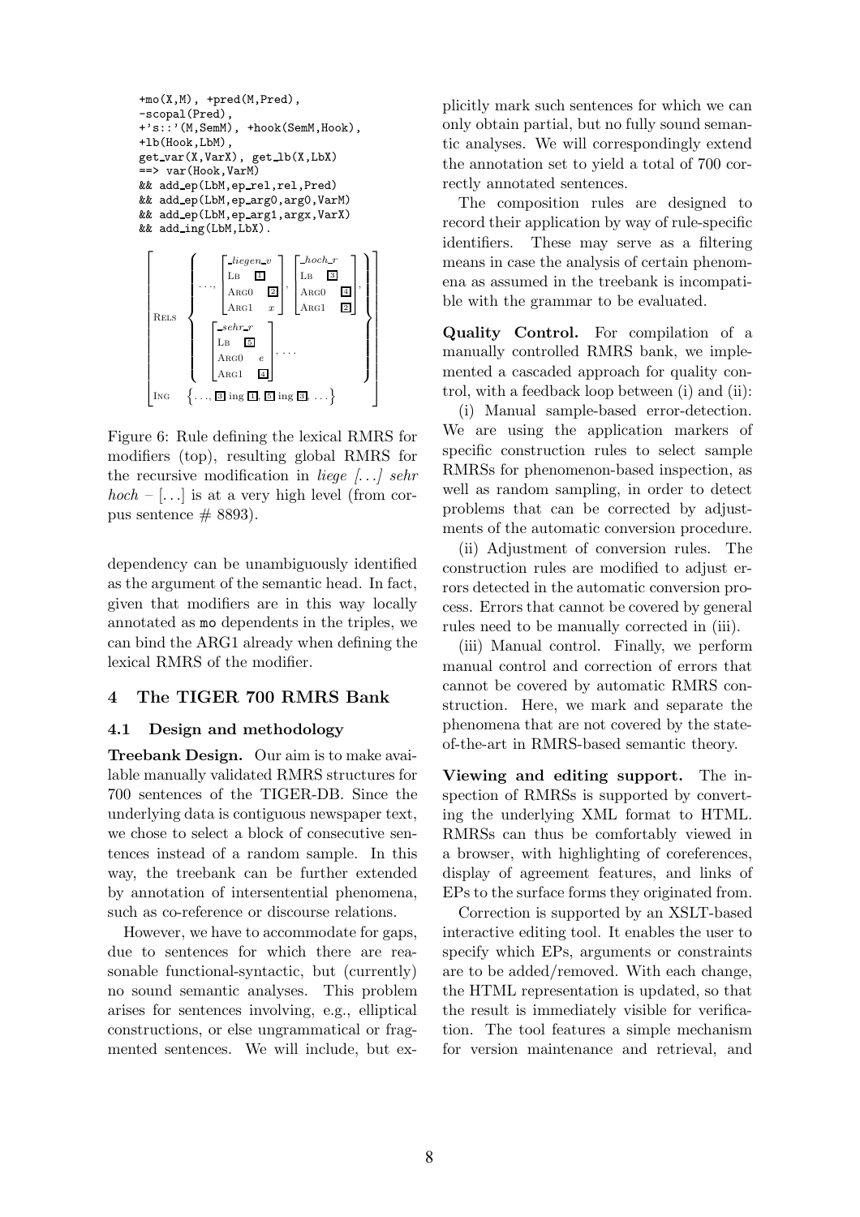```
+mo(X,M), +pred(M,Pred),
-scopal(Pred),
+'s::'(M,SemM), +hook(SemM,Hook),
+lb(Hook,LbM),
get_var(X,VarX), get_lb(X,LbX)
==> var(Hook,VarM)
&& add_ep(LbM,ep_rel,rel,Pred)
&& add_ep(LbM,ep_arg0,arg0,VarM)
&& add_ep(LbM,ep_arg1,argx,VarX)
&& add_ing(LbM,LbX).
```

$$
\begin{bmatrix}
\text{RELS} & \left\{ \ldots, \begin{bmatrix} \_liegen\_v \\ \text{LB} & \boxed{1} \\ \text{ARG0} & \boxed{2} \\ \text{ARG1} & x \end{bmatrix}, \begin{bmatrix} \_hoch\_r \\ \text{LB} & \boxed{3} \\ \text{ARG0} & \boxed{4} \\ \text{ARG1} & \boxed{2} \end{bmatrix}, \begin{bmatrix} \_sehr\_r \\ \text{LB} & \boxed{5} \\ \text{ARG0} & e \\ \text{ARG1} & \boxed{4} \end{bmatrix}, \ldots \right\} \\
\text{ING} & \left\{ \ldots, \boxed{3} \text{ ing } \boxed{1}, \boxed{5} \text{ ing } \boxed{3}, \ldots \right\}
\end{bmatrix}
$$

Figure 6: Rule defining the lexical RMRS for modifiers (top), resulting global RMRS for the recursive modification in *liege [...] sehr hoch* – [...] is at a very high level (from corpus sentence # 8893).

dependency can be unambiguously identified as the argument of the semantic head. In fact, given that modifiers are in this way locally annotated as `mo` dependents in the triples, we can bind the ARG1 already when defining the lexical RMRS of the modifier.

## 4 The TIGER 700 RMRS Bank

### 4.1 Design and methodology

**Treebank Design.** Our aim is to make available manually validated RMRS structures for 700 sentences of the TIGER-DB. Since the underlying data is contiguous newspaper text, we chose to select a block of consecutive sentences instead of a random sample. In this way, the treebank can be further extended by annotation of intersentential phenomena, such as co-reference or discourse relations.

However, we have to accommodate for gaps, due to sentences for which there are reasonable functional-syntactic, but (currently) no sound semantic analyses. This problem arises for sentences involving, e.g., elliptical constructions, or else ungrammatical or fragmented sentences. We will include, but explicitly mark such sentences for which we can only obtain partial, but no fully sound semantic analyses. We will correspondingly extend the annotation set to yield a total of 700 correctly annotated sentences.

The composition rules are designed to record their application by way of rule-specific identifiers. These may serve as a filtering means in case the analysis of certain phenomena as assumed in the treebank is incompatible with the grammar to be evaluated.

**Quality Control.** For compilation of a manually controlled RMRS bank, we implemented a cascaded approach for quality control, with a feedback loop between (i) and (ii):

(i) Manual sample-based error-detection. We are using the application markers of specific construction rules to select sample RMRSs for phenomenon-based inspection, as well as random sampling, in order to detect problems that can be corrected by adjustments of the automatic conversion procedure.

(ii) Adjustment of conversion rules. The construction rules are modified to adjust errors detected in the automatic conversion process. Errors that cannot be covered by general rules need to be manually corrected in (iii).

(iii) Manual control. Finally, we perform manual control and correction of errors that cannot be covered by automatic RMRS construction. Here, we mark and separate the phenomena that are not covered by the state-of-the-art in RMRS-based semantic theory.

**Viewing and editing support.** The inspection of RMRSs is supported by converting the underlying XML format to HTML. RMRSs can thus be comfortably viewed in a browser, with highlighting of coreferences, display of agreement features, and links of EPs to the surface forms they originated from.

Correction is supported by an XSLT-based interactive editing tool. It enables the user to specify which EPs, arguments or constraints are to be added/removed. With each change, the HTML representation is updated, so that the result is immediately visible for verification. The tool features a simple mechanism for version maintenance and retrieval, and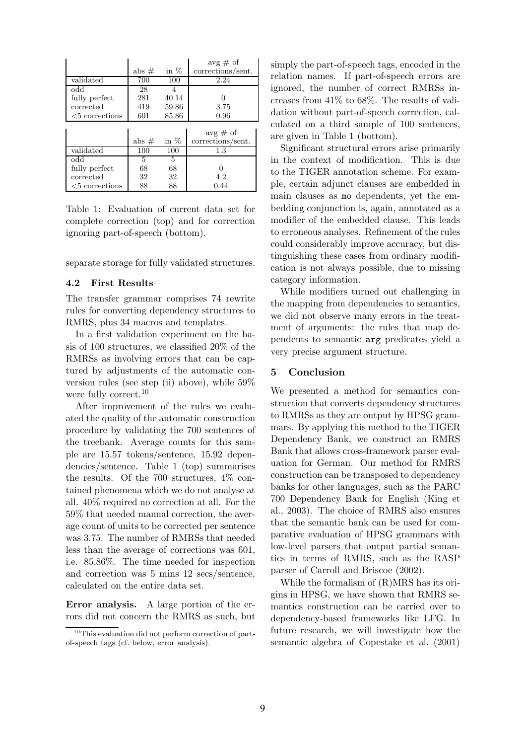| | abs # | in % | avg # of corrections/sent. |
|---|---|---|---|
| validated | 700 | 100 | 2.24 |
| odd | 28 | 4 | |
| fully perfect | 281 | 40.14 | 0 |
| corrected | 419 | 59.86 | 3.75 |
| <5 corrections | 601 | 85.86 | 0.96 |

| | abs # | in % | avg # of corrections/sent. |
|---|---|---|---|
| validated | 100 | 100 | 1.3 |
| odd | 5 | 5 | |
| fully perfect | 68 | 68 | 0 |
| corrected | 32 | 32 | 4.2 |
| <5 corrections | 88 | 88 | 0.44 |

Table 1: Evaluation of current data set for complete correction (top) and for correction ignoring part-of-speech (bottom).

separate storage for fully validated structures.

### 4.2 First Results

The transfer grammar comprises 74 rewrite rules for converting dependency structures to RMRS, plus 34 macros and templates.

In a first validation experiment on the basis of 100 structures, we classified 20% of the RMRSs as involving errors that can be captured by adjustments of the automatic conversion rules (see step (ii) above), while 59% were fully correct.[10]

After improvement of the rules we evaluated the quality of the automatic construction procedure by validating the 700 sentences of the treebank. Average counts for this sample are 15.57 tokens/sentence, 15.92 dependencies/sentence. Table 1 (top) summarises the results. Of the 700 structures, 4% contained phenomena which we do not analyse at all. 40% required no correction at all. For the 59% that needed manual correction, the average count of units to be corrected per sentence was 3.75. The number of RMRSs that needed less than the average of corrections was 601, i.e. 85.86%. The time needed for inspection and correction was 5 mins 12 secs/sentence, calculated on the entire data set.

**Error analysis.** A large portion of the errors did not concern the RMRS as such, but simply the part-of-speech tags, encoded in the relation names. If part-of-speech errors are ignored, the number of correct RMRSs increases from 41% to 68%. The results of validation without part-of-speech correction, calculated on a third sample of 100 sentences, are given in Table 1 (bottom).

Significant structural errors arise primarily in the context of modification. This is due to the TIGER annotation scheme. For example, certain adjunct clauses are embedded in main clauses as `mo` dependents, yet the embedding conjunction is, again, annotated as a modifier of the embedded clause. This leads to erroneous analyses. Refinement of the rules could considerably improve accuracy, but distinguishing these cases from ordinary modification is not always possible, due to missing category information.

While modifiers turned out challenging in the mapping from dependencies to semantics, we did not observe many errors in the treatment of arguments: the rules that map dependents to semantic `arg` predicates yield a very precise argument structure.

## 5 Conclusion

We presented a method for semantics construction that converts dependency structures to RMRSs as they are output by HPSG grammars. By applying this method to the TIGER Dependency Bank, we construct an RMRS Bank that allows cross-framework parser evaluation for German. Our method for RMRS construction can be transposed to dependency banks for other languages, such as the PARC 700 Dependency Bank for English (King et al., 2003). The choice of RMRS also ensures that the semantic bank can be used for comparative evaluation of HPSG grammars with low-level parsers that output partial semantics in terms of RMRS, such as the RASP parser of Carroll and Briscoe (2002).

While the formalism of (R)MRS has its origins in HPSG, we have shown that RMRS semantics construction can be carried over to dependency-based frameworks like LFG. In future research, we will investigate how the semantic algebra of Copestake et al. (2001)

[10] This evaluation did not perform correction of part-of-speech tags (cf. below, error analysis).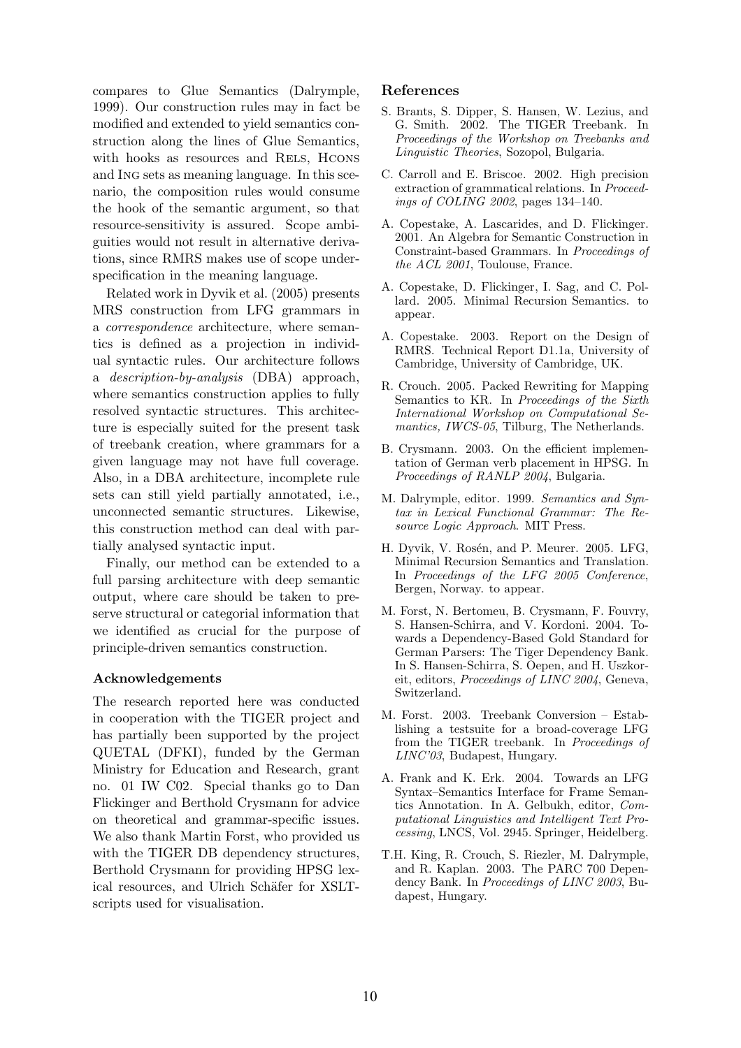compares to Glue Semantics (Dalrymple, 1999). Our construction rules may in fact be modified and extended to yield semantics construction along the lines of Glue Semantics, with hooks as resources and RELS, HCONS and ING sets as meaning language. In this scenario, the composition rules would consume the hook of the semantic argument, so that resource-sensitivity is assured. Scope ambiguities would not result in alternative derivations, since RMRS makes use of scope underspecification in the meaning language.

Related work in Dyvik et al. (2005) presents MRS construction from LFG grammars in a *correspondence* architecture, where semantics is defined as a projection in individual syntactic rules. Our architecture follows a *description-by-analysis* (DBA) approach, where semantics construction applies to fully resolved syntactic structures. This architecture is especially suited for the present task of treebank creation, where grammars for a given language may not have full coverage. Also, in a DBA architecture, incomplete rule sets can still yield partially annotated, i.e., unconnected semantic structures. Likewise, this construction method can deal with partially analysed syntactic input.

Finally, our method can be extended to a full parsing architecture with deep semantic output, where care should be taken to preserve structural or categorial information that we identified as crucial for the purpose of principle-driven semantics construction.

### Acknowledgements

The research reported here was conducted in cooperation with the TIGER project and has partially been supported by the project QUETAL (DFKI), funded by the German Ministry for Education and Research, grant no. 01 IW C02. Special thanks go to Dan Flickinger and Berthold Crysmann for advice on theoretical and grammar-specific issues. We also thank Martin Forst, who provided us with the TIGER DB dependency structures, Berthold Crysmann for providing HPSG lexical resources, and Ulrich Schäfer for XSLT-scripts used for visualisation.

## References

S. Brants, S. Dipper, S. Hansen, W. Lezius, and G. Smith. 2002. The TIGER Treebank. In *Proceedings of the Workshop on Treebanks and Linguistic Theories*, Sozopol, Bulgaria.

C. Carroll and E. Briscoe. 2002. High precision extraction of grammatical relations. In *Proceedings of COLING 2002*, pages 134–140.

A. Copestake, A. Lascarides, and D. Flickinger. 2001. An Algebra for Semantic Construction in Constraint-based Grammars. In *Proceedings of the ACL 2001*, Toulouse, France.

A. Copestake, D. Flickinger, I. Sag, and C. Pollard. 2005. Minimal Recursion Semantics. to appear.

A. Copestake. 2003. Report on the Design of RMRS. Technical Report D1.1a, University of Cambridge, University of Cambridge, UK.

R. Crouch. 2005. Packed Rewriting for Mapping Semantics to KR. In *Proceedings of the Sixth International Workshop on Computational Semantics, IWCS-05*, Tilburg, The Netherlands.

B. Crysmann. 2003. On the efficient implementation of German verb placement in HPSG. In *Proceedings of RANLP 2004*, Bulgaria.

M. Dalrymple, editor. 1999. *Semantics and Syntax in Lexical Functional Grammar: The Resource Logic Approach*. MIT Press.

H. Dyvik, V. Rosén, and P. Meurer. 2005. LFG, Minimal Recursion Semantics and Translation. In *Proceedings of the LFG 2005 Conference*, Bergen, Norway. to appear.

M. Forst, N. Bertomeu, B. Crysmann, F. Fouvry, S. Hansen-Schirra, and V. Kordoni. 2004. Towards a Dependency-Based Gold Standard for German Parsers: The Tiger Dependency Bank. In S. Hansen-Schirra, S. Oepen, and H. Uszkoreit, editors, *Proceedings of LINC 2004*, Geneva, Switzerland.

M. Forst. 2003. Treebank Conversion – Establishing a testsuite for a broad-coverage LFG from the TIGER treebank. In *Proceedings of LINC'03*, Budapest, Hungary.

A. Frank and K. Erk. 2004. Towards an LFG Syntax–Semantics Interface for Frame Semantics Annotation. In A. Gelbukh, editor, *Computational Linguistics and Intelligent Text Processing*, LNCS, Vol. 2945. Springer, Heidelberg.

T.H. King, R. Crouch, S. Riezler, M. Dalrymple, and R. Kaplan. 2003. The PARC 700 Dependency Bank. In *Proceedings of LINC 2003*, Budapest, Hungary.